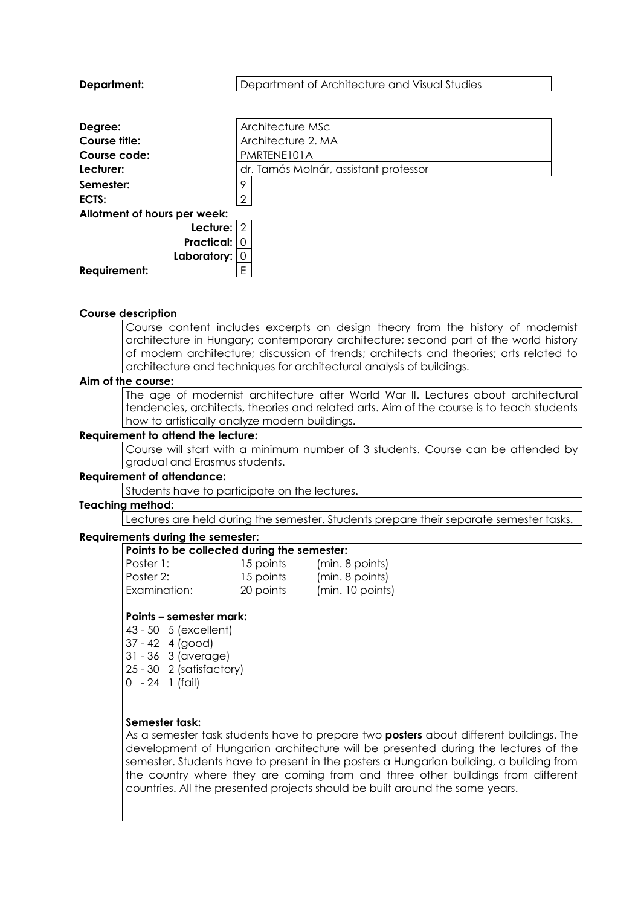**Department:** Department of Architecture and Visual Studies

| | |
|---|---|
| **Degree:** | Architecture MSc |
| **Course title:** | Architecture 2. MA |
| **Course code:** | PMRTENE101A |
| **Lecturer:** | dr. Tamás Molnár, assistant professor |
| **Semester:** | 9 |
| **ECTS:** | 2 |
| **Allotment of hours per week:** | |
| **Lecture:** | 2 |
| **Practical:** | 0 |
| **Laboratory:** | 0 |
| **Requirement:** | E |

**Course description**

Course content includes excerpts on design theory from the history of modernist architecture in Hungary; contemporary architecture; second part of the world history of modern architecture; discussion of trends; architects and theories; arts related to architecture and techniques for architectural analysis of buildings.

**Aim of the course:**

The age of modernist architecture after World War II. Lectures about architectural tendencies, architects, theories and related arts. Aim of the course is to teach students how to artistically analyze modern buildings.

**Requirement to attend the lecture:**

Course will start with a minimum number of 3 students. Course can be attended by gradual and Erasmus students.

**Requirement of attendance:**

Students have to participate on the lectures.

**Teaching method:**

Lectures are held during the semester. Students prepare their separate semester tasks.

**Requirements during the semester:**

**Points to be collected during the semester:**

| | | |
|---|---|---|
| Poster 1: | 15 points | (min. 8 points) |
| Poster 2: | 15 points | (min. 8 points) |
| Examination: | 20 points | (min. 10 points) |

**Points – semester mark:**

43 - 50 5 (excellent)
37 - 42 4 (good)
31 - 36 3 (average)
25 - 30 2 (satisfactory)
0 - 24 1 (fail)

**Semester task:**

As a semester task students have to prepare two **posters** about different buildings. The development of Hungarian architecture will be presented during the lectures of the semester. Students have to present in the posters a Hungarian building, a building from the country where they are coming from and three other buildings from different countries. All the presented projects should be built around the same years.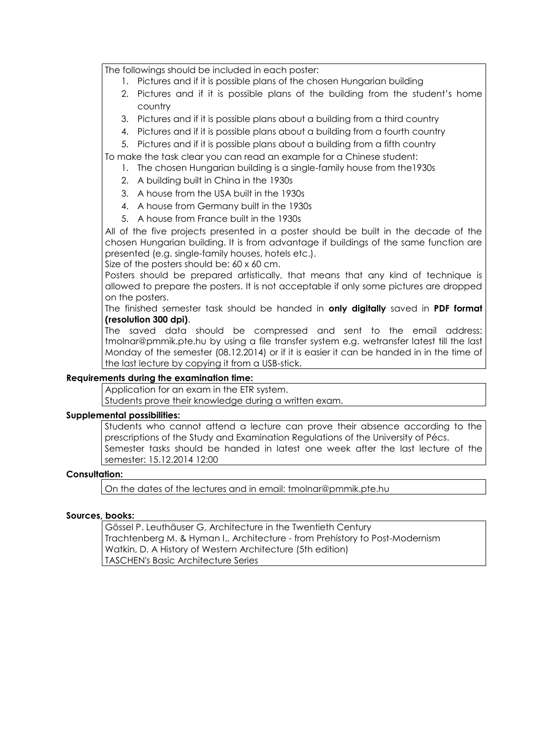The followings should be included in each poster:

1. Pictures and if it is possible plans of the chosen Hungarian building
2. Pictures and if it is possible plans of the building from the student's home country
3. Pictures and if it is possible plans about a building from a third country
4. Pictures and if it is possible plans about a building from a fourth country
5. Pictures and if it is possible plans about a building from a fifth country

To make the task clear you can read an example for a Chinese student:

1. The chosen Hungarian building is a single-family house from the1930s
2. A building built in China in the 1930s
3. A house from the USA built in the 1930s
4. A house from Germany built in the 1930s
5. A house from France built in the 1930s

All of the five projects presented in a poster should be built in the decade of the chosen Hungarian building. It is from advantage if buildings of the same function are presented (e.g. single-family houses, hotels etc.).

Size of the posters should be: 60 x 60 cm.

Posters should be prepared artistically, that means that any kind of technique is allowed to prepare the posters. It is not acceptable if only some pictures are dropped on the posters.

The finished semester task should be handed in **only digitally** saved in **PDF format (resolution 300 dpi)**.

The saved data should be compressed and sent to the email address: tmolnar@pmmik.pte.hu by using a file transfer system e.g. wetransfer latest till the last Monday of the semester (08.12.2014) or if it is easier it can be handed in in the time of the last lecture by copying it from a USB-stick.

**Requirements during the examination time:**

Application for an exam in the ETR system.
Students prove their knowledge during a written exam.

**Supplemental possibilities:**

Students who cannot attend a lecture can prove their absence according to the prescriptions of the Study and Examination Regulations of the University of Pécs.
Semester tasks should be handed in latest one week after the last lecture of the semester: 15.12.2014 12:00

**Consultation:**

On the dates of the lectures and in email: tmolnar@pmmik.pte.hu

**Sources, books:**

Gössel P. Leuthäuser G, Architecture in the Twentieth Century
Trachtenberg M. & Hyman I., Architecture - from Prehistory to Post-Modernism
Watkin, D. A History of Western Architecture (5th edition)
TASCHEN's Basic Architecture Series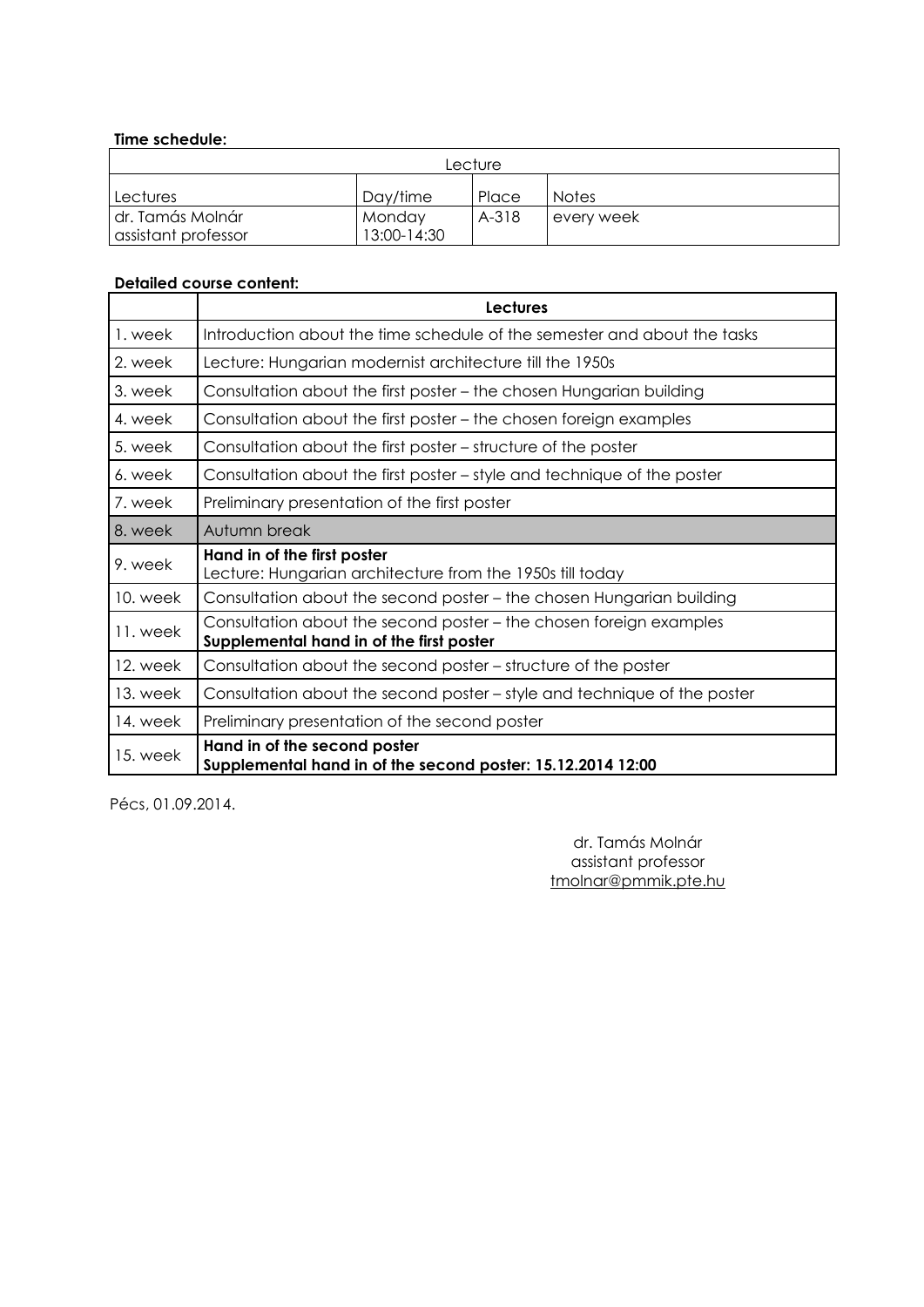**Time schedule:**

| Lecture | | | |
|---|---|---|---|
| Lectures | Day/time | Place | Notes |
| dr. Tamás Molnár<br>assistant professor | Monday<br>13:00-14:30 | A-318 | every week |

**Detailed course content:**

| | Lectures |
|---|---|
| 1. week | Introduction about the time schedule of the semester and about the tasks |
| 2. week | Lecture: Hungarian modernist architecture till the 1950s |
| 3. week | Consultation about the first poster – the chosen Hungarian building |
| 4. week | Consultation about the first poster – the chosen foreign examples |
| 5. week | Consultation about the first poster – structure of the poster |
| 6. week | Consultation about the first poster – style and technique of the poster |
| 7. week | Preliminary presentation of the first poster |
| 8. week | Autumn break |
| 9. week | **Hand in of the first poster**<br>Lecture: Hungarian architecture from the 1950s till today |
| 10. week | Consultation about the second poster – the chosen Hungarian building |
| 11. week | Consultation about the second poster – the chosen foreign examples<br>**Supplemental hand in of the first poster** |
| 12. week | Consultation about the second poster – structure of the poster |
| 13. week | Consultation about the second poster – style and technique of the poster |
| 14. week | Preliminary presentation of the second poster |
| 15. week | **Hand in of the second poster**<br>**Supplemental hand in of the second poster: 15.12.2014 12:00** |

Pécs, 01.09.2014.

dr. Tamás Molnár
assistant professor
tmolnar@pmmik.pte.hu